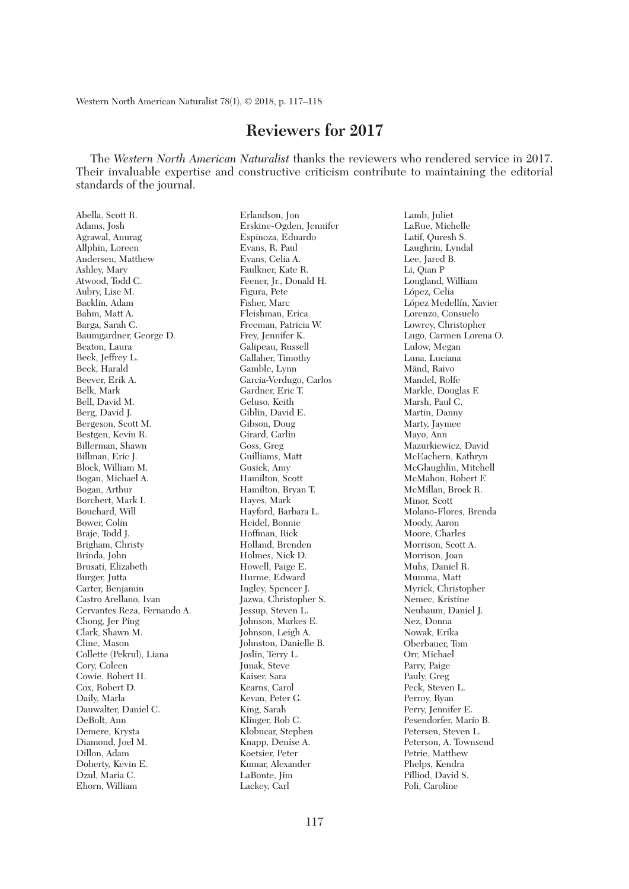# Reviewers for 2017

The *Western North American Naturalist* thanks the reviewers who rendered service in 2017. Their invaluable expertise and constructive criticism contribute to maintaining the editorial standards of the journal.

Abella, Scott R.
Adams, Josh
Agrawal, Anurag
Allphin, Loreen
Andersen, Matthew
Ashley, Mary
Atwood, Todd C.
Aubry, Lise M.
Backlin, Adam
Bahm, Matt A.
Barga, Sarah C.
Baumgardner, George D.
Beaton, Laura
Beck, Jeffrey L.
Beck, Harald
Beever, Erik A.
Belk, Mark
Bell, David M.
Berg, David J.
Bergeson, Scott M.
Bestgen, Kevin R.
Billerman, Shawn
Billman, Eric J.
Block, William M.
Bogan, Michael A.
Bogan, Arthur
Borchert, Mark I.
Bouchard, Will
Bower, Colin
Braje, Todd J.
Brigham, Christy
Brinda, John
Brusati, Elizabeth
Burger, Jutta
Carter, Benjamin
Castro Arellano, Ivan
Cervantes Reza, Fernando A.
Chong, Jer Ping
Clark, Shawn M.
Cline, Mason
Collette (Pekrul), Liana
Cory, Coleen
Cowie, Robert H.
Cox, Robert D.
Daily, Marla
Dauwalter, Daniel C.
DeBolt, Ann
Demere, Krysta
Diamond, Joel M.
Dillon, Adam
Doherty, Kevin E.
Dzul, Maria C.
Ehorn, William
Erlandson, Jon
Erskine-Ogden, Jennifer
Espinoza, Eduardo
Evans, R. Paul
Evans, Celia A.
Faulkner, Kate R.
Feener, Jr., Donald H.
Figura, Pete
Fisher, Marc
Fleishman, Erica
Freeman, Patricia W.
Frey, Jennifer K.
Galipeau, Russell
Gallaher, Timothy
Gamble, Lynn
Garcia-Verdugo, Carlos
Gardner, Eric T.
Geluso, Keith
Giblin, David E.
Gibson, Doug
Girard, Carlin
Goss, Greg
Guilliams, Matt
Gusick, Amy
Hamilton, Scott
Hamilton, Bryan T.
Hayes, Mark
Hayford, Barbara L.
Heidel, Bonnie
Hoffman, Rick
Holland, Brenden
Holmes, Nick D.
Howell, Paige E.
Hurme, Edward
Ingley, Spencer J.
Jazwa, Christopher S.
Jessup, Steven L.
Johnson, Markes E.
Johnson, Leigh A.
Johnston, Danielle B.
Joslin, Terry L.
Junak, Steve
Kaiser, Sara
Kearns, Carol
Kevan, Peter G.
King, Sarah
Klinger, Rob C.
Klobucar, Stephen
Knapp, Denise A.
Koetsier, Peter
Kumar, Alexander
LaBonte, Jim
Lackey, Carl
Lamb, Juliet
LaRue, Michelle
Latif, Quresh S.
Laughrin, Lyndal
Lee, Jared B.
Li, Qian P
Longland, William
López, Celia
López Medellín, Xavier
Lorenzo, Consuelo
Lowrey, Christopher
Lugo, Carmen Lorena O.
Lulow, Megan
Luna, Luciana
Mänd, Raivo
Mandel, Rolfe
Markle, Douglas F.
Marsh, Paul C.
Martin, Danny
Marty, Jaymee
Mayo, Ann
Mazurkiewicz, David
McEachern, Kathryn
McGlaughlin, Mitchell
McMahon, Robert F.
McMillan, Brock R.
Minor, Scott
Molano-Flores, Brenda
Moody, Aaron
Moore, Charles
Morrison, Scott A.
Morrison, Joan
Muhs, Daniel R.
Mumma, Matt
Myrick, Christopher
Nemec, Kristine
Neubaum, Daniel J.
Nez, Donna
Nowak, Erika
Oberbauer, Tom
Orr, Michael
Parry, Paige
Pauly, Greg
Peck, Steven L.
Perroy, Ryan
Perry, Jennifer E.
Pesendorfer, Mario B.
Petersen, Steven L.
Peterson, A. Townsend
Petrie, Matthew
Phelps, Kendra
Pilliod, David S.
Poli, Caroline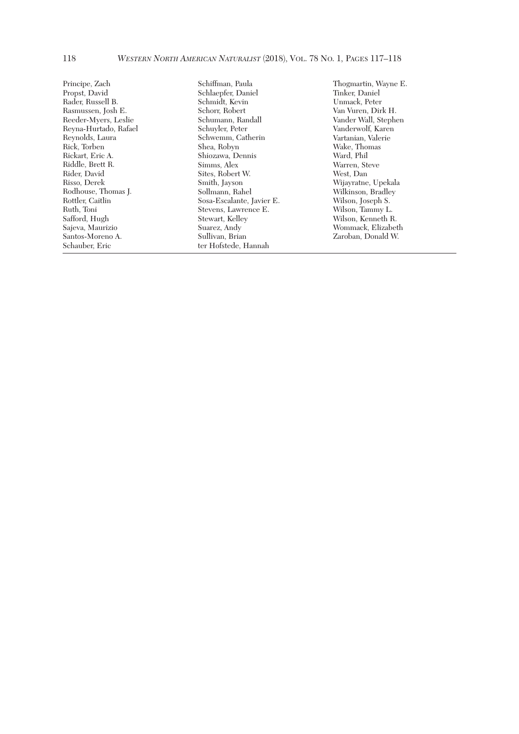Principe, Zach
Propst, David
Rader, Russell B.
Rasmussen, Josh E.
Reeder-Myers, Leslie
Reyna-Hurtado, Rafael
Reynolds, Laura
Rick, Torben
Rickart, Eric A.
Riddle, Brett R.
Rider, David
Risso, Derek
Rodhouse, Thomas J.
Rottler, Caitlin
Ruth, Toni
Safford, Hugh
Sajeva, Maurizio
Santos-Moreno A.
Schauber, Eric
Schiffman, Paula
Schlaepfer, Daniel
Schmidt, Kevin
Schorr, Robert
Schumann, Randall
Schuyler, Peter
Schwemm, Catherin
Shea, Robyn
Shiozawa, Dennis
Simms, Alex
Sites, Robert W.
Smith, Jayson
Sollmann, Rahel
Sosa-Escalante, Javier E.
Stevens, Lawrence E.
Stewart, Kelley
Suarez, Andy
Sullivan, Brian
ter Hofstede, Hannah
Thogmartin, Wayne E.
Tinker, Daniel
Unmack, Peter
Van Vuren, Dirk H.
Vander Wall, Stephen
Vanderwolf, Karen
Vartanian, Valerie
Wake, Thomas
Ward, Phil
Warren, Steve
West, Dan
Wijayratne, Upekala
Wilkinson, Bradley
Wilson, Joseph S.
Wilson, Tammy L.
Wilson, Kenneth R.
Wommack, Elizabeth
Zaroban, Donald W.